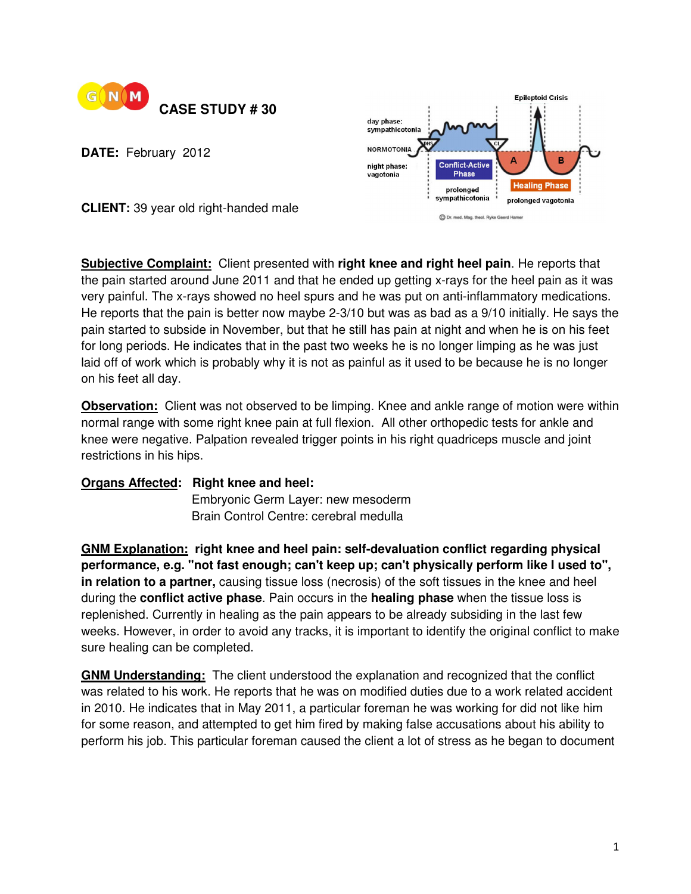# CASE STUDY # 30

**DATE:** February 2012

**CLIENT:** 39 year old right-handed male

**Subjective Complaint:** Client presented with **right knee and right heel pain**. He reports that the pain started around June 2011 and that he ended up getting x-rays for the heel pain as it was very painful. The x-rays showed no heel spurs and he was put on anti-inflammatory medications. He reports that the pain is better now maybe 2-3/10 but was as bad as a 9/10 initially. He says the pain started to subside in November, but that he still has pain at night and when he is on his feet for long periods. He indicates that in the past two weeks he is no longer limping as he was just laid off of work which is probably why it is not as painful as it used to be because he is no longer on his feet all day.

**Observation:** Client was not observed to be limping. Knee and ankle range of motion were within normal range with some right knee pain at full flexion. All other orthopedic tests for ankle and knee were negative. Palpation revealed trigger points in his right quadriceps muscle and joint restrictions in his hips.

**Organs Affected:** **Right knee and heel:**
Embryonic Germ Layer: new mesoderm
Brain Control Centre: cerebral medulla

**GNM Explanation:** **right knee and heel pain: self-devaluation conflict regarding physical performance, e.g. "not fast enough; can't keep up; can't physically perform like I used to", in relation to a partner,** causing tissue loss (necrosis) of the soft tissues in the knee and heel during the **conflict active phase**. Pain occurs in the **healing phase** when the tissue loss is replenished. Currently in healing as the pain appears to be already subsiding in the last few weeks. However, in order to avoid any tracks, it is important to identify the original conflict to make sure healing can be completed.

**GNM Understanding:** The client understood the explanation and recognized that the conflict was related to his work. He reports that he was on modified duties due to a work related accident in 2010. He indicates that in May 2011, a particular foreman he was working for did not like him for some reason, and attempted to get him fired by making false accusations about his ability to perform his job. This particular foreman caused the client a lot of stress as he began to document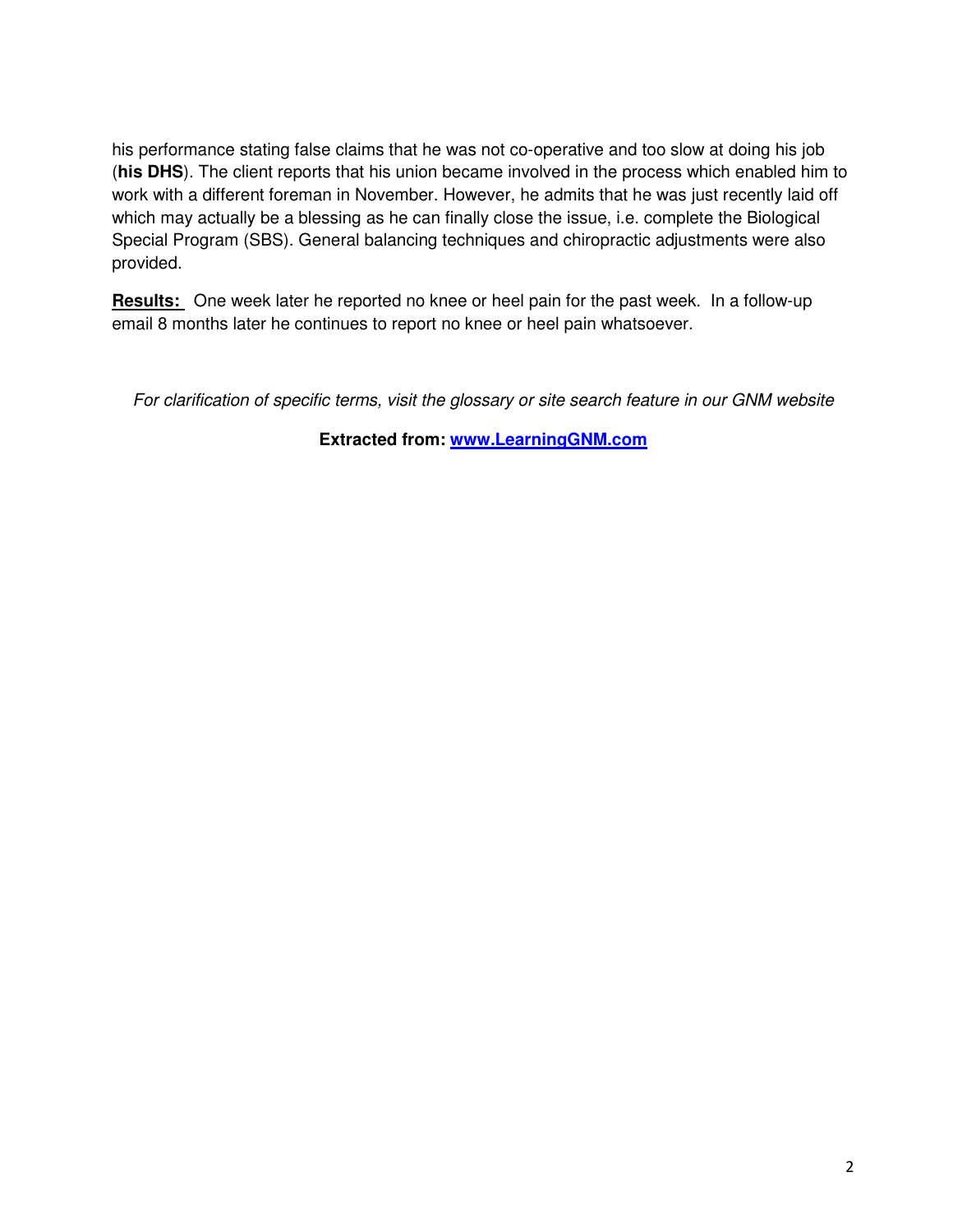his performance stating false claims that he was not co-operative and too slow at doing his job (**his DHS**). The client reports that his union became involved in the process which enabled him to work with a different foreman in November. However, he admits that he was just recently laid off which may actually be a blessing as he can finally close the issue, i.e. complete the Biological Special Program (SBS). General balancing techniques and chiropractic adjustments were also provided.

**Results:** One week later he reported no knee or heel pain for the past week. In a follow-up email 8 months later he continues to report no knee or heel pain whatsoever.

*For clarification of specific terms, visit the glossary or site search feature in our GNM website*

**Extracted from: [www.LearningGNM.com](http://www.LearningGNM.com)**